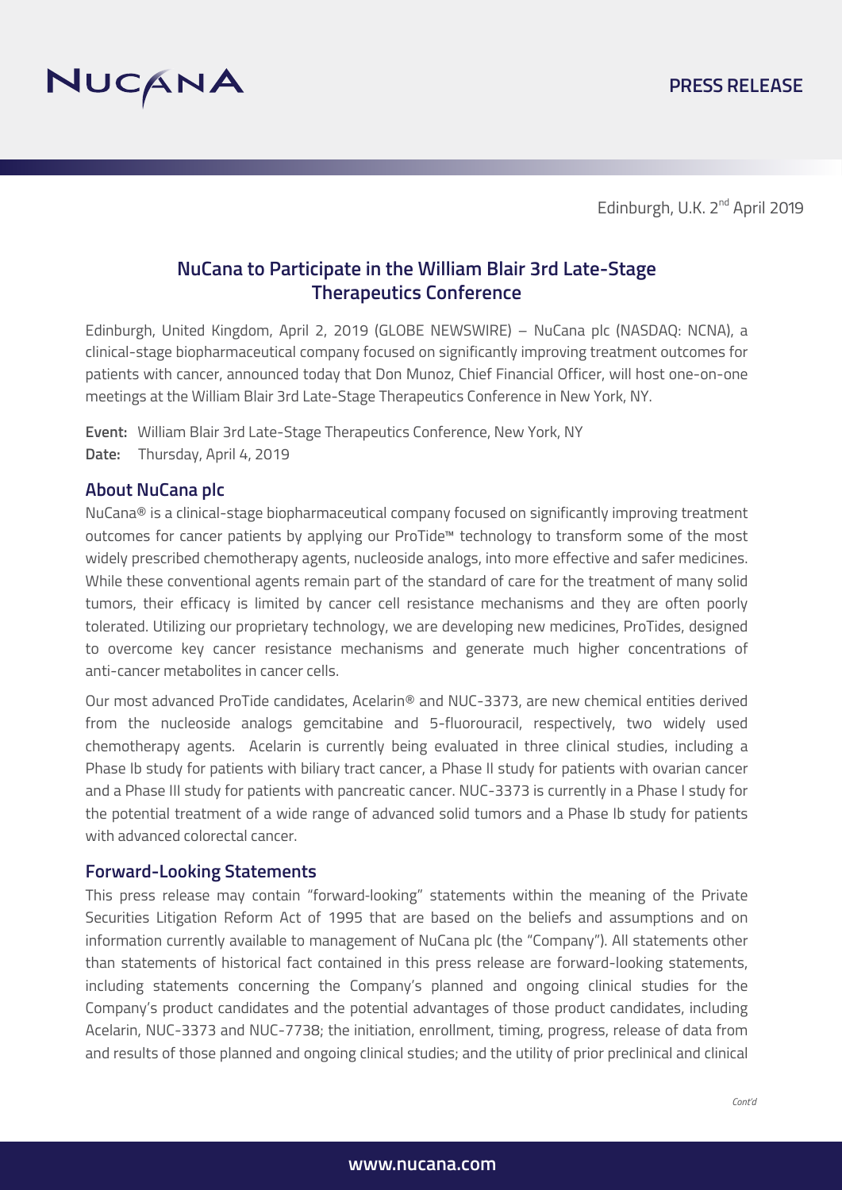PRESS RELEASE

Edinburgh, U.K. 2nd April 2019

# NuCana to Participate in the William Blair 3rd Late-Stage Therapeutics Conference

Edinburgh, United Kingdom, April 2, 2019 (GLOBE NEWSWIRE) – NuCana plc (NASDAQ: NCNA), a clinical-stage biopharmaceutical company focused on significantly improving treatment outcomes for patients with cancer, announced today that Don Munoz, Chief Financial Officer, will host one-on-one meetings at the William Blair 3rd Late-Stage Therapeutics Conference in New York, NY.

**Event:** William Blair 3rd Late-Stage Therapeutics Conference, New York, NY
**Date:** Thursday, April 4, 2019

## About NuCana plc

NuCana® is a clinical-stage biopharmaceutical company focused on significantly improving treatment outcomes for cancer patients by applying our ProTide™ technology to transform some of the most widely prescribed chemotherapy agents, nucleoside analogs, into more effective and safer medicines. While these conventional agents remain part of the standard of care for the treatment of many solid tumors, their efficacy is limited by cancer cell resistance mechanisms and they are often poorly tolerated. Utilizing our proprietary technology, we are developing new medicines, ProTides, designed to overcome key cancer resistance mechanisms and generate much higher concentrations of anti-cancer metabolites in cancer cells.

Our most advanced ProTide candidates, Acelarin® and NUC-3373, are new chemical entities derived from the nucleoside analogs gemcitabine and 5-fluorouracil, respectively, two widely used chemotherapy agents. Acelarin is currently being evaluated in three clinical studies, including a Phase Ib study for patients with biliary tract cancer, a Phase II study for patients with ovarian cancer and a Phase III study for patients with pancreatic cancer. NUC-3373 is currently in a Phase I study for the potential treatment of a wide range of advanced solid tumors and a Phase Ib study for patients with advanced colorectal cancer.

## Forward-Looking Statements

This press release may contain "forward-looking" statements within the meaning of the Private Securities Litigation Reform Act of 1995 that are based on the beliefs and assumptions and on information currently available to management of NuCana plc (the "Company"). All statements other than statements of historical fact contained in this press release are forward-looking statements, including statements concerning the Company's planned and ongoing clinical studies for the Company's product candidates and the potential advantages of those product candidates, including Acelarin, NUC-3373 and NUC-7738; the initiation, enrollment, timing, progress, release of data from and results of those planned and ongoing clinical studies; and the utility of prior preclinical and clinical

*Cont'd*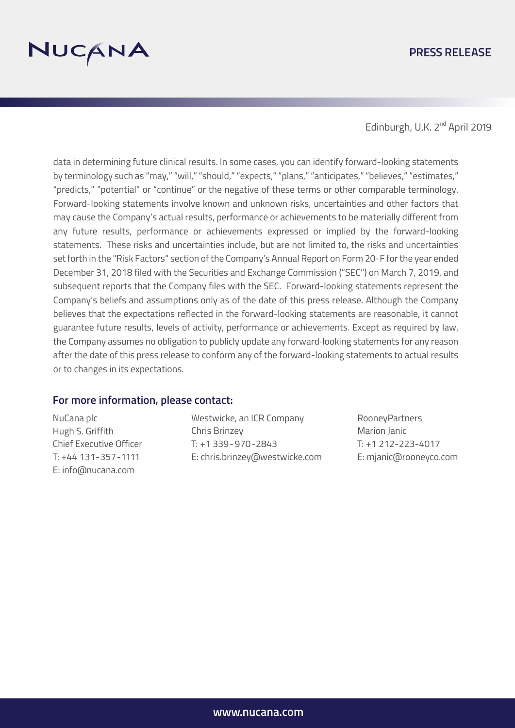Edinburgh, U.K. 2nd April 2019

data in determining future clinical results. In some cases, you can identify forward-looking statements by terminology such as "may," "will," "should," "expects," "plans," "anticipates," "believes," "estimates," "predicts," "potential" or "continue" or the negative of these terms or other comparable terminology. Forward-looking statements involve known and unknown risks, uncertainties and other factors that may cause the Company's actual results, performance or achievements to be materially different from any future results, performance or achievements expressed or implied by the forward-looking statements. These risks and uncertainties include, but are not limited to, the risks and uncertainties set forth in the "Risk Factors" section of the Company's Annual Report on Form 20-F for the year ended December 31, 2018 filed with the Securities and Exchange Commission ("SEC") on March 7, 2019, and subsequent reports that the Company files with the SEC. Forward-looking statements represent the Company's beliefs and assumptions only as of the date of this press release. Although the Company believes that the expectations reflected in the forward-looking statements are reasonable, it cannot guarantee future results, levels of activity, performance or achievements. Except as required by law, the Company assumes no obligation to publicly update any forward-looking statements for any reason after the date of this press release to conform any of the forward-looking statements to actual results or to changes in its expectations.

**For more information, please contact:**

NuCana plc
Hugh S. Griffith
Chief Executive Officer
T: +44 131-357-1111
E: info@nucana.com

Westwicke, an ICR Company
Chris Brinzey
T: +1 339-970-2843
E: chris.brinzey@westwicke.com

RooneyPartners
Marion Janic
T: +1 212-223-4017
E: mjanic@rooneyco.com